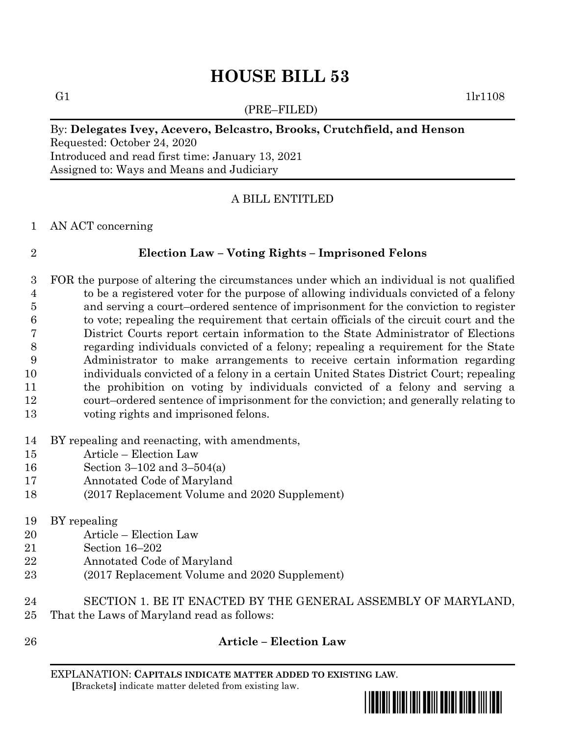# HOUSE BILL 53

G1 1lr1108

(PRE–FILED)

By: **Delegates Ivey, Acevero, Belcastro, Brooks, Crutchfield, and Henson**
Requested: October 24, 2020
Introduced and read first time: January 13, 2021
Assigned to: Ways and Means and Judiciary

A BILL ENTITLED

AN ACT concerning

## Election Law – Voting Rights – Imprisoned Felons

FOR the purpose of altering the circumstances under which an individual is not qualified to be a registered voter for the purpose of allowing individuals convicted of a felony and serving a court–ordered sentence of imprisonment for the conviction to register to vote; repealing the requirement that certain officials of the circuit court and the District Courts report certain information to the State Administrator of Elections regarding individuals convicted of a felony; repealing a requirement for the State Administrator to make arrangements to receive certain information regarding individuals convicted of a felony in a certain United States District Court; repealing the prohibition on voting by individuals convicted of a felony and serving a court–ordered sentence of imprisonment for the conviction; and generally relating to voting rights and imprisoned felons.

BY repealing and reenacting, with amendments,
Article – Election Law
Section 3–102 and 3–504(a)
Annotated Code of Maryland
(2017 Replacement Volume and 2020 Supplement)

BY repealing
Article – Election Law
Section 16–202
Annotated Code of Maryland
(2017 Replacement Volume and 2020 Supplement)

SECTION 1. BE IT ENACTED BY THE GENERAL ASSEMBLY OF MARYLAND, That the Laws of Maryland read as follows:

**Article – Election Law**

EXPLANATION: **CAPITALS INDICATE MATTER ADDED TO EXISTING LAW**.
[Brackets] indicate matter deleted from existing law.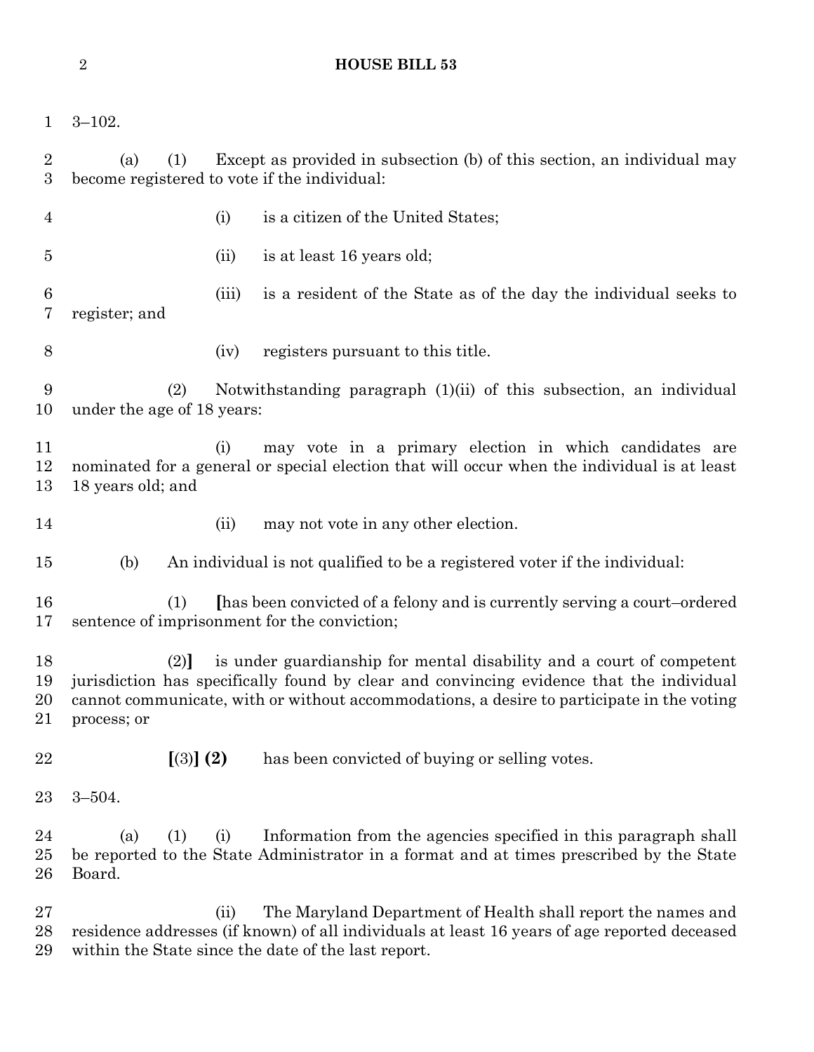3–102.

(a) (1) Except as provided in subsection (b) of this section, an individual may become registered to vote if the individual:

(i) is a citizen of the United States;

(ii) is at least 16 years old;

(iii) is a resident of the State as of the day the individual seeks to register; and

(iv) registers pursuant to this title.

(2) Notwithstanding paragraph (1)(ii) of this subsection, an individual under the age of 18 years:

(i) may vote in a primary election in which candidates are nominated for a general or special election that will occur when the individual is at least 18 years old; and

(ii) may not vote in any other election.

(b) An individual is not qualified to be a registered voter if the individual:

(1) **[**has been convicted of a felony and is currently serving a court–ordered sentence of imprisonment for the conviction;

(2)**]** is under guardianship for mental disability and a court of competent jurisdiction has specifically found by clear and convincing evidence that the individual cannot communicate, with or without accommodations, a desire to participate in the voting process; or

**[**(3)**]** **(2)** has been convicted of buying or selling votes.

3–504.

(a) (1) (i) Information from the agencies specified in this paragraph shall be reported to the State Administrator in a format and at times prescribed by the State Board.

(ii) The Maryland Department of Health shall report the names and residence addresses (if known) of all individuals at least 16 years of age reported deceased within the State since the date of the last report.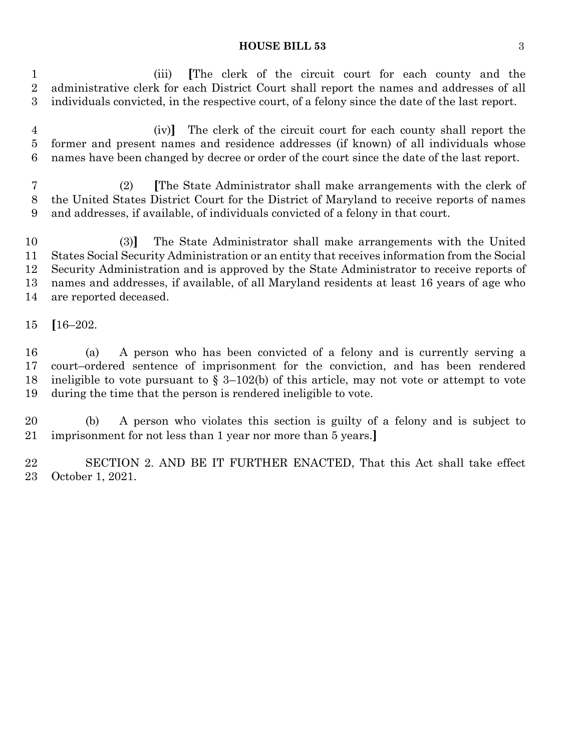(iii) [The clerk of the circuit court for each county and the administrative clerk for each District Court shall report the names and addresses of all individuals convicted, in the respective court, of a felony since the date of the last report.

(iv)] The clerk of the circuit court for each county shall report the former and present names and residence addresses (if known) of all individuals whose names have been changed by decree or order of the court since the date of the last report.

(2) [The State Administrator shall make arrangements with the clerk of the United States District Court for the District of Maryland to receive reports of names and addresses, if available, of individuals convicted of a felony in that court.

(3)] The State Administrator shall make arrangements with the United States Social Security Administration or an entity that receives information from the Social Security Administration and is approved by the State Administrator to receive reports of names and addresses, if available, of all Maryland residents at least 16 years of age who are reported deceased.

[16–202.

(a) A person who has been convicted of a felony and is currently serving a court–ordered sentence of imprisonment for the conviction, and has been rendered ineligible to vote pursuant to § 3–102(b) of this article, may not vote or attempt to vote during the time that the person is rendered ineligible to vote.

(b) A person who violates this section is guilty of a felony and is subject to imprisonment for not less than 1 year nor more than 5 years.]

SECTION 2. AND BE IT FURTHER ENACTED, That this Act shall take effect October 1, 2021.